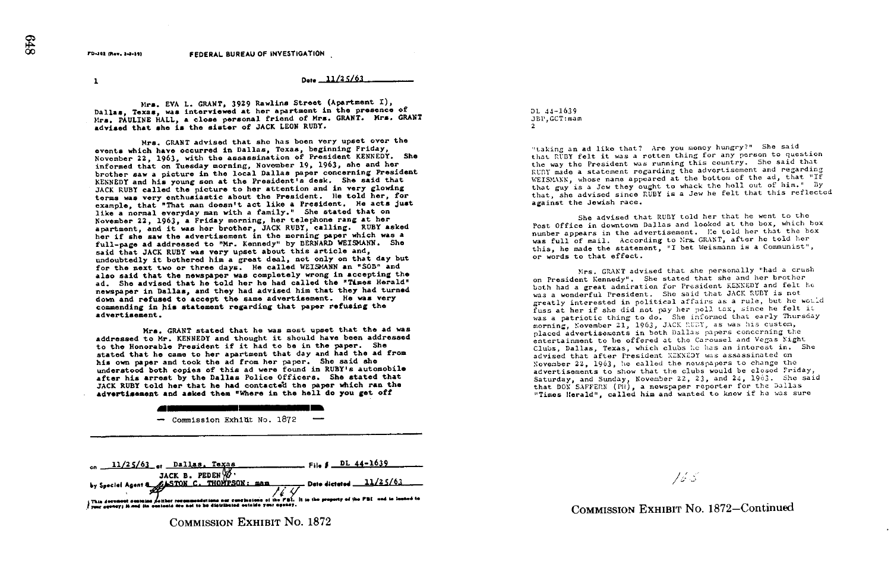FD-302 (Rev. 3-3-59)

**FEDERAL BUREAU OF INVESTIGATION**

1

Date 11/25/63

Mrs. EVA L. GRANT, 3929 Rawlins Street (Apartment I), Dallas, Texas, was interviewed at her apartment in the presence of Mrs. PAULINE HALL, a close personal friend of Mrs. GRANT. Mrs. GRANT advised that she is the sister of JACK LEON RUBY.

Mrs. GRANT advised that she has been very upset over the events which have occurred in Dallas, Texas, beginning Friday, November 22, 1963, with the assassination of President KENNEDY. She informed that on Tuesday morning, November 19, 1963, she and her brother saw a picture in the local Dallas paper concerning President KENNEDY and his young son at the President's desk. She said that JACK RUBY called the picture to her attention and in very glowing terms was very enthusiastic about the President. He told her, for example, that "That man doesn't act like a President. He acts just like a normal everyday man with a family." She stated that on November 22, 1963, a Friday morning, her telephone rang at her apartment, and it was her brother, JACK RUBY, calling. RUBY asked her if she saw the advertisement in the morning paper which was a full-page ad addressed to "Mr. Kennedy" by BERNARD WEISMANN. She said that JACK RUBY was very upset about this article and, undoubtedly it bothered him a great deal, not only on that day but for the next two or three days. He called WEISMANN an "SOB" and also said that the newspaper was completely wrong in accepting the ad. She advised that he told her he had called the "Times Herald" newspaper in Dallas, and they had advised him that they had turned down and refused to accept the same advertisement. He was very commending in his statement regarding that paper refusing the advertisement.

Mrs. GRANT stated that he was most upset that the ad was addressed to Mr. KENNEDY and thought it should have been addressed to the Honorable President if it had to be in the paper. She stated that he came to her apartment that day and had the ad from his own paper and took the ad from her paper. She said she understood both copies of this ad were found in RUBY's automobile after his arrest by the Dallas Police Officers. She stated that JACK RUBY told her that he had contacted the paper which ran the advertisement and asked them "Where in the hell do you get off

— Commission Exhibit No. 1872 —

on 11/25/63 at Dallas, Texas File # DL 44-1639

by Special Agent s JACK B. PEDEN & ASTON C. THOMPSON: mam Date dictated 11/25/63

This document contains neither recommendations nor conclusions of the FBI. It is the property of the FBI and is loaned to your agency; it and its contents are not to be distributed outside your agency.

164

COMMISSION EXHIBIT No. 1872

DL 44-1639
JBP,GCT:mam
2

"taking an ad like that? Are you money hungry?" She said that RUBY felt it was a rotten thing for any person to question the way the President was running this country. She said that RUBY made a statement regarding the advertisement and regarding WEISMANN, whose name appeared at the bottom of the ad, that "If that guy is a Jew they ought to whack the hell out of him." By that, she advised since RUBY is a Jew he felt that this reflected against the Jewish race.

She advised that RUBY told her that he went to the Post Office in downtown Dallas and looked at the box, which box number appears in the advertisement. He told her that the box was full of mail. According to Mrs. GRANT, after he told her this, he made the statement, "I bet Weismann is a Communist", or words to that effect.

Mrs. GRANT advised that she personally "had a crush on President Kennedy". She stated that she and her brother both had a great admiration for President KENNEDY and felt he was a wonderful President. She said that JACK RUBY is not greatly interested in political affairs as a rule, but he would fuss at her if she did not pay her poll tax, since he felt it was a patriotic thing to do. She informed that early Thursday morning, November 21, 1963, JACK RUBY, as was his custom, placed advertisements in both Dallas papers concerning the entertainment to be offered at the Carousel and Vegas Night Clubs, Dallas, Texas, which clubs he has an interest in. She advised that after President KENNEDY was assassinated on November 22, 1963, he called the newspapers to change the advertisements to show that the clubs would be closed Friday, Saturday, and Sunday, November 22, 23, and 24, 1963. She said that DON SAFFERN (PH), a newspaper reporter for the Dallas "Times Herald", called him and wanted to know if he was sure

165

COMMISSION EXHIBIT No. 1872—Continued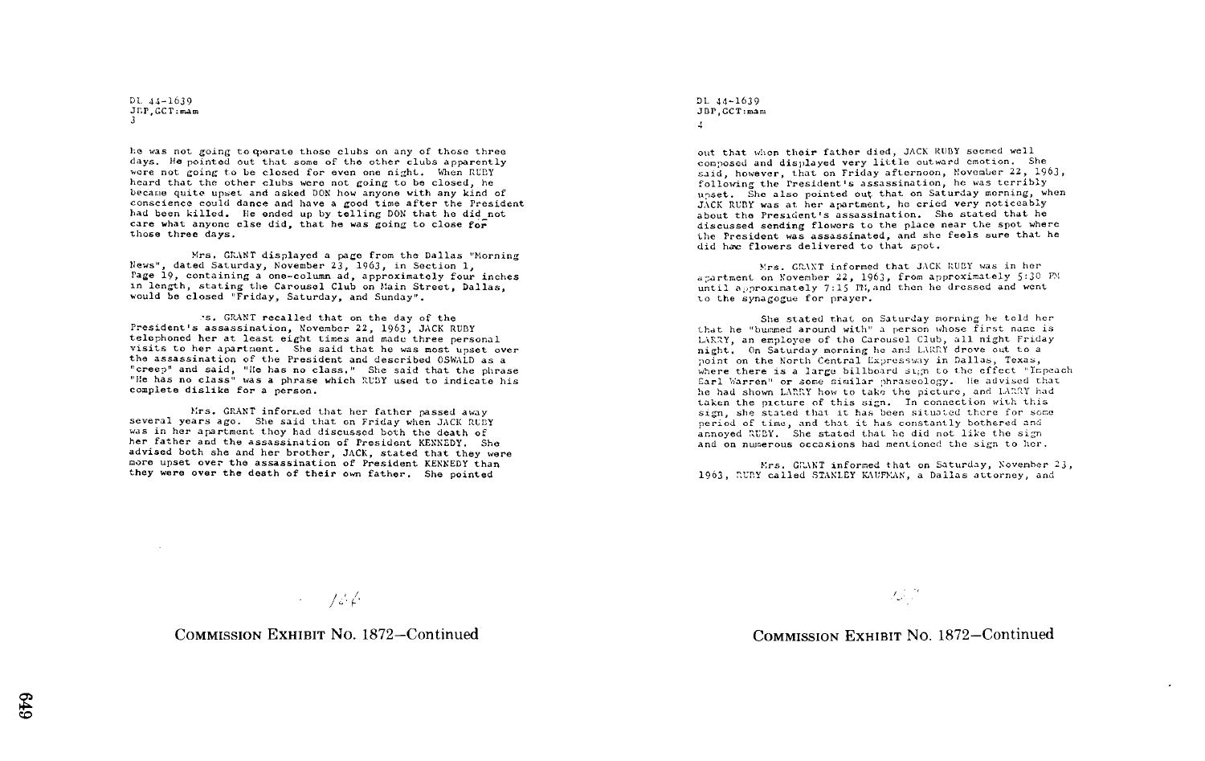he was not going to operate those clubs on any of those three days. He pointed out that some of the other clubs apparently were not going to be closed for even one night. When RUBY heard that the other clubs were not going to be closed, he became quite upset and asked DON how anyone with any kind of conscience could dance and have a good time after the President had been killed. He ended up by telling DON that he did not care what anyone else did, that he was going to close for those three days.

Mrs. GRANT displayed a page from the Dallas "Morning News", dated Saturday, November 23, 1963, in Section 1, Page 19, containing a one-column ad, approximately four inches in length, stating the Carousel Club on Main Street, Dallas, would be closed "Friday, Saturday, and Sunday".

Mrs. GRANT recalled that on the day of the President's assassination, November 22, 1963, JACK RUBY telephoned her at least eight times and made three personal visits to her apartment. She said that he was most upset over the assassination of the President and described OSWALD as a "creep" and said, "He has no class." She said that the phrase "He has no class" was a phrase which RUBY used to indicate his complete dislike for a person.

Mrs. GRANT informed that her father passed away several years ago. She said that on Friday when JACK RUBY was in her apartment they had discussed both the death of her father and the assassination of President KENNEDY. She advised both she and her brother, JACK, stated that they were more upset over the assassination of President KENNEDY than they were over the death of their own father. She pointed out that when their father died, JACK RUBY seemed well composed and displayed very little outward emotion. She said, however, that on Friday afternoon, November 22, 1963, following the President's assassination, he was terribly upset. She also pointed out that on Saturday morning, when JACK RUBY was at her apartment, he cried very noticeably about the President's assassination. She stated that he discussed sending flowers to the place near the spot where the President was assassinated, and she feels sure that he did have flowers delivered to that spot.

Mrs. GRANT informed that JACK RUBY was in her apartment on November 22, 1963, from approximately 5:30 PM until approximately 7:15 PM, and then he dressed and went to the synagogue for prayer.

She stated that on Saturday morning he told her that he "bummed around with" a person whose first name is LARRY, an employee of the Carousel Club, all night Friday night. On Saturday morning he and LARRY drove out to a point on the North Central Expressway in Dallas, Texas, where there is a large billboard sign to the effect "Impeach Earl Warren" or some similar phraseology. He advised that he had shown LARRY how to take the picture, and LARRY had taken the picture of this sign. In connection with this sign, she stated that it has been situated there for some period of time, and that it has constantly bothered and annoyed RUBY. She stated that he did not like the sign and on numerous occasions had mentioned the sign to her.

Mrs. GRANT informed that on Saturday, November 23, 1963, RUBY called STANLEY KAUFMAN, a Dallas attorney, and

COMMISSION EXHIBIT No. 1872—Continued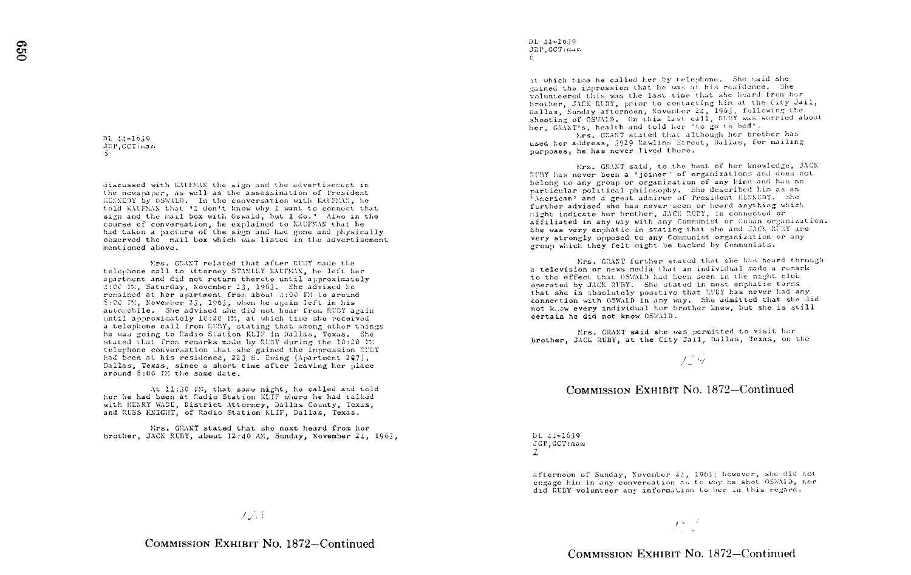DL 44-1639
JBP,GCT:mam
5

discussed with KAUFMAN the sign and the advertisement in the newspaper, as well as the assassination of President KENNEDY by OSWALD. In the conversation with KAUFMAN, he told KAUFMAN that "I don't know why I want to connect that sign and the mail box with Oswald, but I do." Also in the course of conversation, he explained to KAUFMAN that he had taken a picture of the sign and had gone and physically observed the mail box which was listed in the advertisement mentioned above.

Mrs. GRANT related that after RUBY made the telephone call to Attorney STANLEY KAUFMAN, he left her apartment and did not return thereto until approximately 4:00 PM, Saturday, November 23, 1963. She advised he remained at her apartment from about 4:00 PM to around 8:00 PM, November 23, 1963, when he again left in his automobile. She advised she did not hear from RUBY again until approximately 10:20 PM, at which time she received a telephone call from RUBY, stating that among other things he was going to Radio Station KLIF in Dallas, Texas. She stated that from remarks made by RUBY during the 10:20 PM telephone conversation that she gained the impression RUBY had been at his residence, 223 S. Ewing (Apartment 207), Dallas, Texas, since a short time after leaving her place around 8:00 PM the same date.

At 11:30 PM, that same night, he called and told her he had been at Radio Station KLIF where he had talked with HENRY WADE, District Attorney, Dallas County, Texas, and RUSS KNIGHT, of Radio Station KLIF, Dallas, Texas.

Mrs. GRANT stated that she next heard from her brother, JACK RUBY, about 12:40 AM, Sunday, November 24, 1963,

COMMISSION EXHIBIT No. 1872—Continued

DL 44-1639
JBP,GCT:mam
6

at which time he called her by telephone. She said she gained the impression that he was at his residence. She volunteered this was the last time that she heard from her brother, JACK RUBY, prior to contacting him at the City Jail, Dallas, Sunday afternoon, November 24, 1963, following the shooting of OSWALD. On this last call, RUBY was worried about her, GRANT's, health and told her "to go to bed".

Mrs. GRANT stated that although her brother has used her address, 3929 Rawlins Street, Dallas, for mailing purposes, he has never lived there.

Mrs. GRANT said, to the best of her knowledge, JACK RUBY has never been a "joiner" of organizations and does not belong to any group or organization of any kind and has no particular political philosophy. She described him as an "American" and a great admirer of President KENNEDY. She further advised she has never seen or heard anything which might indicate her brother, JACK RUBY, is connected or affiliated in any way with any Communist or Cuban organization. She was very emphatic in stating that she and JACK RUBY are very strongly opposed to any Communist organization or any group which they felt might be backed by Communists.

Mrs. GRANT further stated that she has heard through a television or news media that an individual made a remark to the effect that OSWALD had been seen in the night club operated by JACK RUBY. She stated in most emphatic terms that she is absolutely positive that RUBY has never had any connection with OSWALD in any way. She admitted that she did not know every individual her brother knew, but she is still certain he did not know OSWALD.

Mrs. GRANT said she was permitted to visit her brother, JACK RUBY, at the City Jail, Dallas, Texas, on the

COMMISSION EXHIBIT No. 1872—Continued

DL 44-1639
JGP,GCT:mam
7

afternoon of Sunday, November 24, 1963; however, she did not engage him in any conversation as to why he shot OSWALD, nor did RUBY volunteer any information to her in this regard.

COMMISSION EXHIBIT No. 1872—Continued